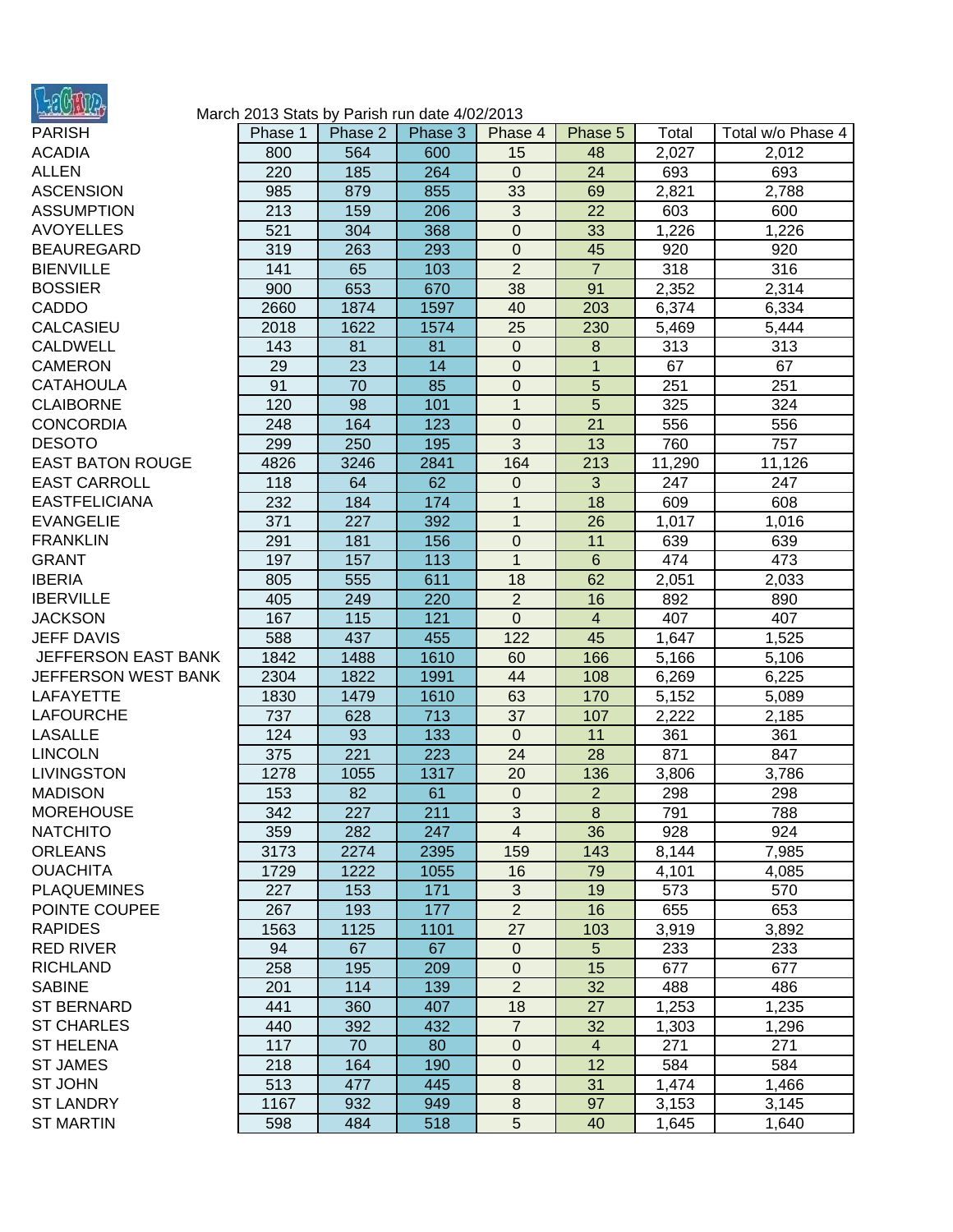March 2013 Stats by Parish run date 4/02/2013

| PARISH | Phase 1 | Phase 2 | Phase 3 | Phase 4 | Phase 5 | Total | Total w/o Phase 4 |
|---|---|---|---|---|---|---|---|
| ACADIA | 800 | 564 | 600 | 15 | 48 | 2,027 | 2,012 |
| ALLEN | 220 | 185 | 264 | 0 | 24 | 693 | 693 |
| ASCENSION | 985 | 879 | 855 | 33 | 69 | 2,821 | 2,788 |
| ASSUMPTION | 213 | 159 | 206 | 3 | 22 | 603 | 600 |
| AVOYELLES | 521 | 304 | 368 | 0 | 33 | 1,226 | 1,226 |
| BEAUREGARD | 319 | 263 | 293 | 0 | 45 | 920 | 920 |
| BIENVILLE | 141 | 65 | 103 | 2 | 7 | 318 | 316 |
| BOSSIER | 900 | 653 | 670 | 38 | 91 | 2,352 | 2,314 |
| CADDO | 2660 | 1874 | 1597 | 40 | 203 | 6,374 | 6,334 |
| CALCASIEU | 2018 | 1622 | 1574 | 25 | 230 | 5,469 | 5,444 |
| CALDWELL | 143 | 81 | 81 | 0 | 8 | 313 | 313 |
| CAMERON | 29 | 23 | 14 | 0 | 1 | 67 | 67 |
| CATAHOULA | 91 | 70 | 85 | 0 | 5 | 251 | 251 |
| CLAIBORNE | 120 | 98 | 101 | 1 | 5 | 325 | 324 |
| CONCORDIA | 248 | 164 | 123 | 0 | 21 | 556 | 556 |
| DESOTO | 299 | 250 | 195 | 3 | 13 | 760 | 757 |
| EAST BATON ROUGE | 4826 | 3246 | 2841 | 164 | 213 | 11,290 | 11,126 |
| EAST CARROLL | 118 | 64 | 62 | 0 | 3 | 247 | 247 |
| EASTFELICIANA | 232 | 184 | 174 | 1 | 18 | 609 | 608 |
| EVANGELIE | 371 | 227 | 392 | 1 | 26 | 1,017 | 1,016 |
| FRANKLIN | 291 | 181 | 156 | 0 | 11 | 639 | 639 |
| GRANT | 197 | 157 | 113 | 1 | 6 | 474 | 473 |
| IBERIA | 805 | 555 | 611 | 18 | 62 | 2,051 | 2,033 |
| IBERVILLE | 405 | 249 | 220 | 2 | 16 | 892 | 890 |
| JACKSON | 167 | 115 | 121 | 0 | 4 | 407 | 407 |
| JEFF DAVIS | 588 | 437 | 455 | 122 | 45 | 1,647 | 1,525 |
| JEFFERSON EAST BANK | 1842 | 1488 | 1610 | 60 | 166 | 5,166 | 5,106 |
| JEFFERSON WEST BANK | 2304 | 1822 | 1991 | 44 | 108 | 6,269 | 6,225 |
| LAFAYETTE | 1830 | 1479 | 1610 | 63 | 170 | 5,152 | 5,089 |
| LAFOURCHE | 737 | 628 | 713 | 37 | 107 | 2,222 | 2,185 |
| LASALLE | 124 | 93 | 133 | 0 | 11 | 361 | 361 |
| LINCOLN | 375 | 221 | 223 | 24 | 28 | 871 | 847 |
| LIVINGSTON | 1278 | 1055 | 1317 | 20 | 136 | 3,806 | 3,786 |
| MADISON | 153 | 82 | 61 | 0 | 2 | 298 | 298 |
| MOREHOUSE | 342 | 227 | 211 | 3 | 8 | 791 | 788 |
| NATCHITO | 359 | 282 | 247 | 4 | 36 | 928 | 924 |
| ORLEANS | 3173 | 2274 | 2395 | 159 | 143 | 8,144 | 7,985 |
| OUACHITA | 1729 | 1222 | 1055 | 16 | 79 | 4,101 | 4,085 |
| PLAQUEMINES | 227 | 153 | 171 | 3 | 19 | 573 | 570 |
| POINTE COUPEE | 267 | 193 | 177 | 2 | 16 | 655 | 653 |
| RAPIDES | 1563 | 1125 | 1101 | 27 | 103 | 3,919 | 3,892 |
| RED RIVER | 94 | 67 | 67 | 0 | 5 | 233 | 233 |
| RICHLAND | 258 | 195 | 209 | 0 | 15 | 677 | 677 |
| SABINE | 201 | 114 | 139 | 2 | 32 | 488 | 486 |
| ST BERNARD | 441 | 360 | 407 | 18 | 27 | 1,253 | 1,235 |
| ST CHARLES | 440 | 392 | 432 | 7 | 32 | 1,303 | 1,296 |
| ST HELENA | 117 | 70 | 80 | 0 | 4 | 271 | 271 |
| ST JAMES | 218 | 164 | 190 | 0 | 12 | 584 | 584 |
| ST JOHN | 513 | 477 | 445 | 8 | 31 | 1,474 | 1,466 |
| ST LANDRY | 1167 | 932 | 949 | 8 | 97 | 3,153 | 3,145 |
| ST MARTIN | 598 | 484 | 518 | 5 | 40 | 1,645 | 1,640 |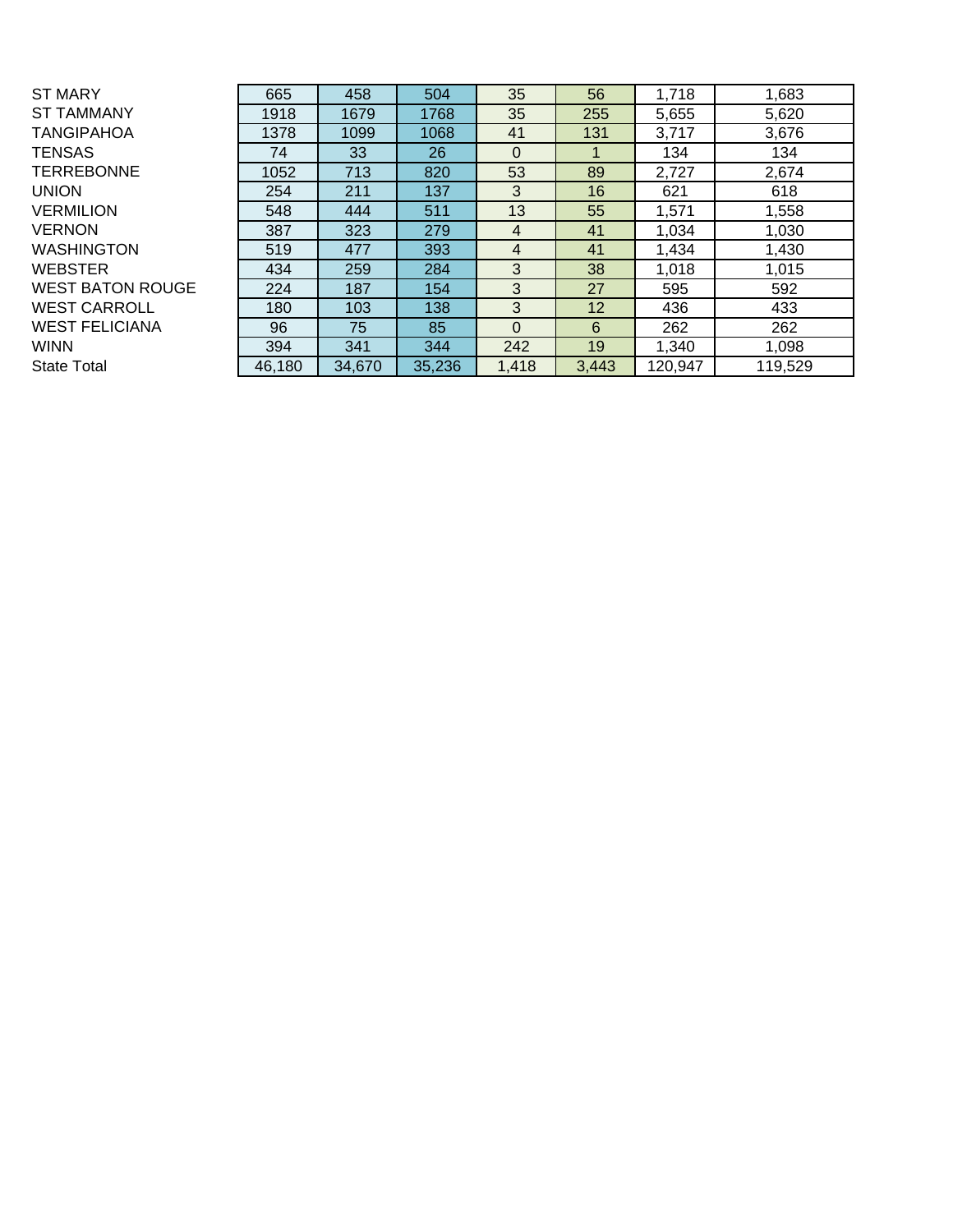| | | | | | | | |
|---|---|---|---|---|---|---|---|
| ST MARY | 665 | 458 | 504 | 35 | 56 | 1,718 | 1,683 |
| ST TAMMANY | 1918 | 1679 | 1768 | 35 | 255 | 5,655 | 5,620 |
| TANGIPAHOA | 1378 | 1099 | 1068 | 41 | 131 | 3,717 | 3,676 |
| TENSAS | 74 | 33 | 26 | 0 | 1 | 134 | 134 |
| TERREBONNE | 1052 | 713 | 820 | 53 | 89 | 2,727 | 2,674 |
| UNION | 254 | 211 | 137 | 3 | 16 | 621 | 618 |
| VERMILION | 548 | 444 | 511 | 13 | 55 | 1,571 | 1,558 |
| VERNON | 387 | 323 | 279 | 4 | 41 | 1,034 | 1,030 |
| WASHINGTON | 519 | 477 | 393 | 4 | 41 | 1,434 | 1,430 |
| WEBSTER | 434 | 259 | 284 | 3 | 38 | 1,018 | 1,015 |
| WEST BATON ROUGE | 224 | 187 | 154 | 3 | 27 | 595 | 592 |
| WEST CARROLL | 180 | 103 | 138 | 3 | 12 | 436 | 433 |
| WEST FELICIANA | 96 | 75 | 85 | 0 | 6 | 262 | 262 |
| WINN | 394 | 341 | 344 | 242 | 19 | 1,340 | 1,098 |
| State Total | 46,180 | 34,670 | 35,236 | 1,418 | 3,443 | 120,947 | 119,529 |